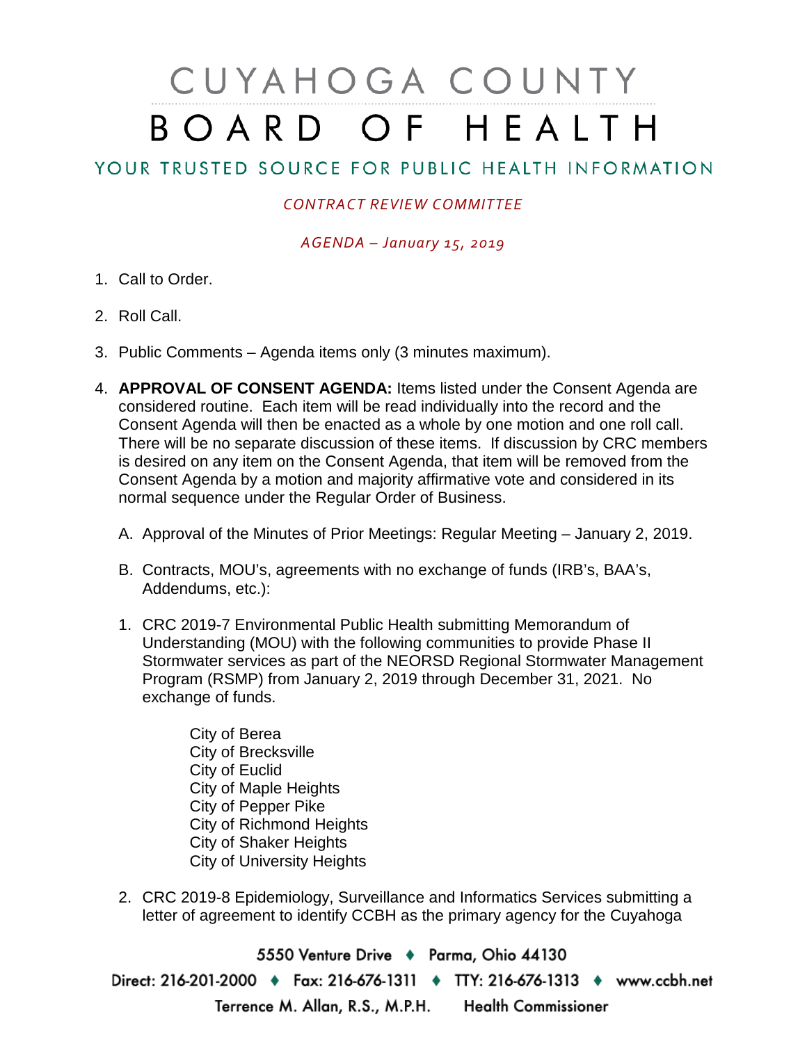# CUYAHOGA COUNTY BOARD OF HEALTH

## YOUR TRUSTED SOURCE FOR PUBLIC HEALTH INFORMATION

*CONTRACT REVIEW COMMITTEE*

*AGENDA – January 15, 2019*

1. Call to Order.

2. Roll Call.

3. Public Comments – Agenda items only (3 minutes maximum).

4. **APPROVAL OF CONSENT AGENDA:** Items listed under the Consent Agenda are considered routine. Each item will be read individually into the record and the Consent Agenda will then be enacted as a whole by one motion and one roll call. There will be no separate discussion of these items. If discussion by CRC members is desired on any item on the Consent Agenda, that item will be removed from the Consent Agenda by a motion and majority affirmative vote and considered in its normal sequence under the Regular Order of Business.

   A. Approval of the Minutes of Prior Meetings: Regular Meeting – January 2, 2019.

   B. Contracts, MOU's, agreements with no exchange of funds (IRB's, BAA's, Addendums, etc.):

   1. CRC 2019-7 Environmental Public Health submitting Memorandum of Understanding (MOU) with the following communities to provide Phase II Stormwater services as part of the NEORSD Regional Stormwater Management Program (RSMP) from January 2, 2019 through December 31, 2021. No exchange of funds.

      City of Berea
      City of Brecksville
      City of Euclid
      City of Maple Heights
      City of Pepper Pike
      City of Richmond Heights
      City of Shaker Heights
      City of University Heights

   2. CRC 2019-8 Epidemiology, Surveillance and Informatics Services submitting a letter of agreement to identify CCBH as the primary agency for the Cuyahoga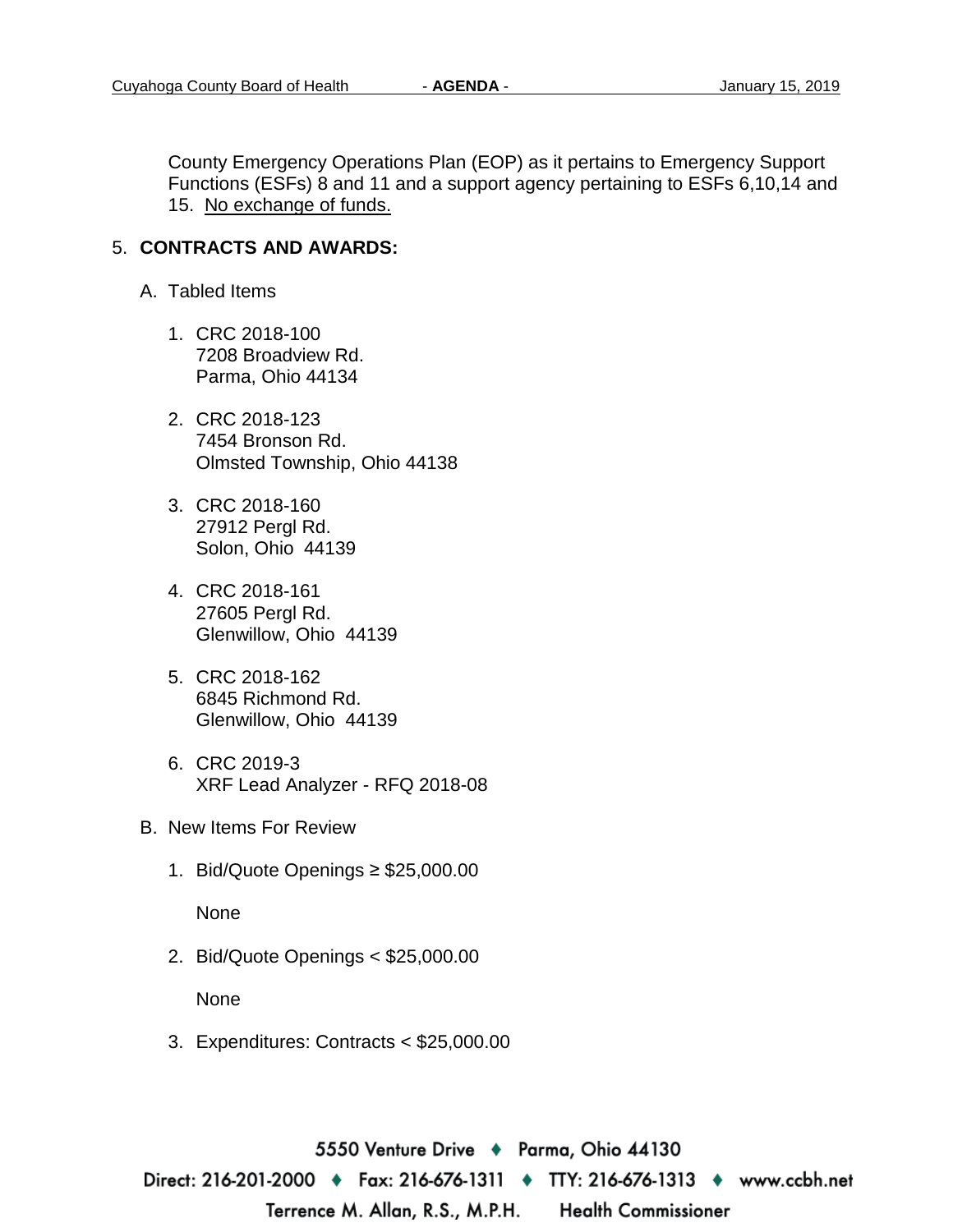County Emergency Operations Plan (EOP) as it pertains to Emergency Support Functions (ESFs) 8 and 11 and a support agency pertaining to ESFs 6,10,14 and 15. No exchange of funds.

5. **CONTRACTS AND AWARDS:**

   A. Tabled Items

      1. CRC 2018-100
         7208 Broadview Rd.
         Parma, Ohio 44134

      2. CRC 2018-123
         7454 Bronson Rd.
         Olmsted Township, Ohio 44138

      3. CRC 2018-160
         27912 Pergl Rd.
         Solon, Ohio 44139

      4. CRC 2018-161
         27605 Pergl Rd.
         Glenwillow, Ohio 44139

      5. CRC 2018-162
         6845 Richmond Rd.
         Glenwillow, Ohio 44139

      6. CRC 2019-3
         XRF Lead Analyzer - RFQ 2018-08

   B. New Items For Review

      1. Bid/Quote Openings ≥ $25,000.00

         None

      2. Bid/Quote Openings < $25,000.00

         None

      3. Expenditures: Contracts < $25,000.00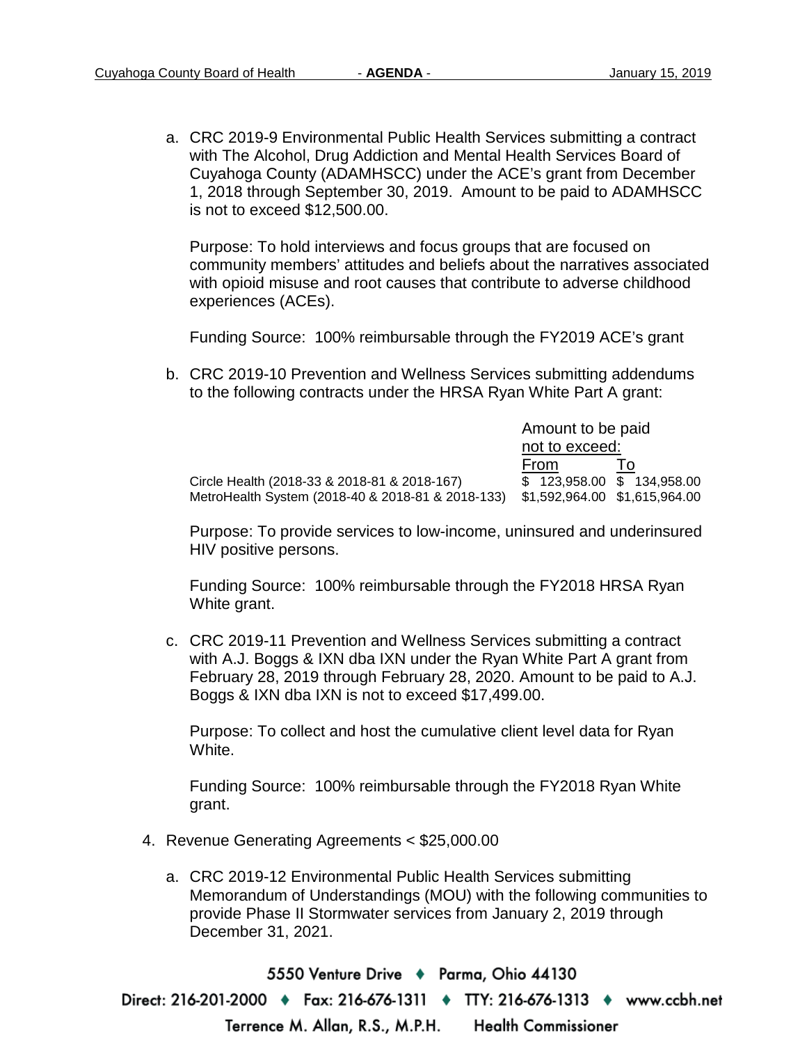a. CRC 2019-9 Environmental Public Health Services submitting a contract with The Alcohol, Drug Addiction and Mental Health Services Board of Cuyahoga County (ADAMHSCC) under the ACE's grant from December 1, 2018 through September 30, 2019. Amount to be paid to ADAMHSCC is not to exceed $12,500.00.

   Purpose: To hold interviews and focus groups that are focused on community members' attitudes and beliefs about the narratives associated with opioid misuse and root causes that contribute to adverse childhood experiences (ACEs).

   Funding Source: 100% reimbursable through the FY2019 ACE's grant

b. CRC 2019-10 Prevention and Wellness Services submitting addendums to the following contracts under the HRSA Ryan White Part A grant:

| | Amount to be paid not to exceed: From | To |
|---|---|---|
| Circle Health (2018-33 & 2018-81 & 2018-167) | $ 123,958.00 | $ 134,958.00 |
| MetroHealth System (2018-40 & 2018-81 & 2018-133) | $1,592,964.00 | $1,615,964.00 |

   Purpose: To provide services to low-income, uninsured and underinsured HIV positive persons.

   Funding Source: 100% reimbursable through the FY2018 HRSA Ryan White grant.

c. CRC 2019-11 Prevention and Wellness Services submitting a contract with A.J. Boggs & IXN dba IXN under the Ryan White Part A grant from February 28, 2019 through February 28, 2020. Amount to be paid to A.J. Boggs & IXN dba IXN is not to exceed $17,499.00.

   Purpose: To collect and host the cumulative client level data for Ryan White.

   Funding Source: 100% reimbursable through the FY2018 Ryan White grant.

4. Revenue Generating Agreements < $25,000.00

   a. CRC 2019-12 Environmental Public Health Services submitting Memorandum of Understandings (MOU) with the following communities to provide Phase II Stormwater services from January 2, 2019 through December 31, 2021.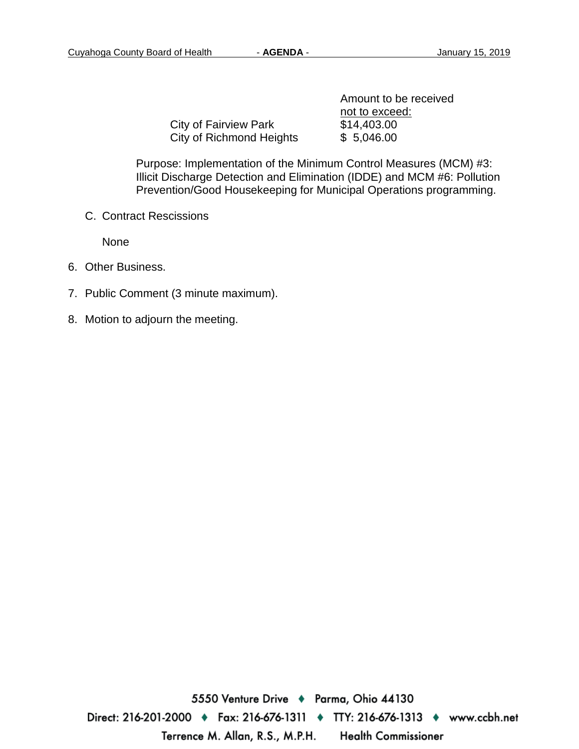| | Amount to be received <u>not to exceed:</u> |
|---|---|
| City of Fairview Park | $14,403.00 |
| City of Richmond Heights | $ 5,046.00 |

Purpose: Implementation of the Minimum Control Measures (MCM) #3: Illicit Discharge Detection and Elimination (IDDE) and MCM #6: Pollution Prevention/Good Housekeeping for Municipal Operations programming.

C. Contract Rescissions

None

6. Other Business.
7. Public Comment (3 minute maximum).
8. Motion to adjourn the meeting.

5550 Venture Drive ♦ Parma, Ohio 44130

Direct: 216-201-2000 ♦ Fax: 216-676-1311 ♦ TTY: 216-676-1313 ♦ www.ccbh.net

Terrence M. Allan, R.S., M.P.H. Health Commissioner